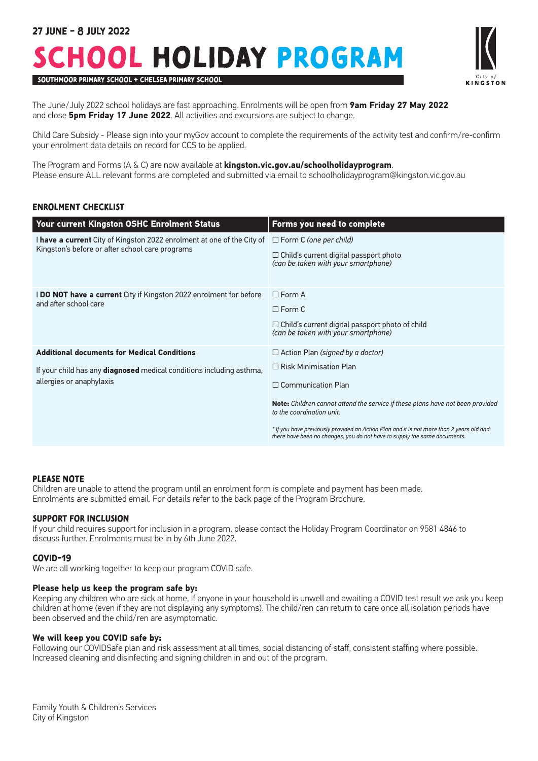**27 JUNE - 8 JULY 2022**

# SCHOOL HOLIDAY PROGRAM

**SOUTHMOOR PRIMARY SCHOOL + CHELSEA PRIMARY SCHOOL**

City of KINGSTON

The June/July 2022 school holidays are fast approaching. Enrolments will be open from **9am Friday 27 May 2022** and close **5pm Friday 17 June 2022**. All activities and excursions are subject to change.

Child Care Subsidy - Please sign into your myGov account to complete the requirements of the activity test and confirm/re-confirm your enrolment data details on record for CCS to be applied.

The Program and Forms (A & C) are now available at **kingston.vic.gov.au/schoolholidayprogram**.
Please ensure ALL relevant forms are completed and submitted via email to schoolholidayprogram@kingston.vic.gov.au

## ENROLMENT CHECKLIST

| Your current Kingston OSHC Enrolment Status | Forms you need to complete |
| --- | --- |
| I **have a current** City of Kingston 2022 enrolment at one of the City of Kingston's before or after school care programs | ☐ Form C *(one per child)*<br>☐ Child's current digital passport photo *(can be taken with your smartphone)* |
| I **DO NOT have a current** City if Kingston 2022 enrolment for before and after school care | ☐ Form A<br>☐ Form C<br>☐ Child's current digital passport photo of child *(can be taken with your smartphone)* |
| **Additional documents for Medical Conditions**<br>If your child has any **diagnosed** medical conditions including asthma, allergies or anaphylaxis | ☐ Action Plan *(signed by a doctor)*<br>☐ Risk Minimisation Plan<br>☐ Communication Plan<br>**Note:** *Children cannot attend the service if these plans have not been provided to the coordination unit.*<br>*\* If you have previously provided an Action Plan and it is not more than 2 years old and there have been no changes, you do not have to supply the same documents.* |

### PLEASE NOTE

Children are unable to attend the program until an enrolment form is complete and payment has been made.
Enrolments are submitted email. For details refer to the back page of the Program Brochure.

### SUPPORT FOR INCLUSION

If your child requires support for inclusion in a program, please contact the Holiday Program Coordinator on 9581 4846 to discuss further. Enrolments must be in by 6th June 2022.

### COVID-19

We are all working together to keep our program COVID safe.

**Please help us keep the program safe by:**

Keeping any children who are sick at home, if anyone in your household is unwell and awaiting a COVID test result we ask you keep children at home (even if they are not displaying any symptoms). The child/ren can return to care once all isolation periods have been observed and the child/ren are asymptomatic.

**We will keep you COVID safe by:**

Following our COVIDSafe plan and risk assessment at all times, social distancing of staff, consistent staffing where possible. Increased cleaning and disinfecting and signing children in and out of the program.

Family Youth & Children's Services
City of Kingston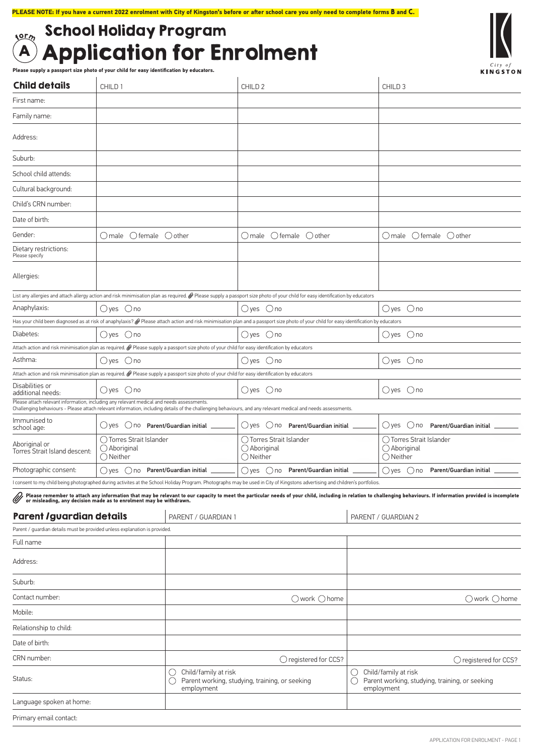**PLEASE NOTE: If you have a current 2022 enrolment with City of Kingston's before or after school care you only need to complete forms B and C.**

# Form A — School Holiday Program Application for Enrolment

**Please supply a passport size photo of your child for easy identification by educators.**

City of KINGSTON

| Child details | CHILD 1 | CHILD 2 | CHILD 3 |
|---|---|---|---|
| First name: | | | |
| Family name: | | | |
| Address: | | | |
| Suburb: | | | |
| School child attends: | | | |
| Cultural background: | | | |
| Child's CRN number: | | | |
| Date of birth: | | | |
| Gender: | ◯ male ◯ female ◯ other | ◯ male ◯ female ◯ other | ◯ male ◯ female ◯ other |
| Dietary restrictions: Please specify | | | |
| Allergies: | | | |

List any allergies and attach allergy action and risk minimisation plan as required. Please supply a passport size photo of your child for easy identification by educators

| | CHILD 1 | CHILD 2 | CHILD 3 |
|---|---|---|---|
| Anaphylaxis: | ◯ yes ◯ no | ◯ yes ◯ no | ◯ yes ◯ no |

Has your child been diagnosed as at risk of anaphylaxis? Please attach action and risk minimisation plan and a passport size photo of your child for easy identification by educators

| | CHILD 1 | CHILD 2 | CHILD 3 |
|---|---|---|---|
| Diabetes: | ◯ yes ◯ no | ◯ yes ◯ no | ◯ yes ◯ no |

Attach action and risk minimisation plan as required. Please supply a passport size photo of your child for easy identification by educators

| | CHILD 1 | CHILD 2 | CHILD 3 |
|---|---|---|---|
| Asthma: | ◯ yes ◯ no | ◯ yes ◯ no | ◯ yes ◯ no |

Attach action and risk minimisation plan as required. Please supply a passport size photo of your child for easy identification by educators

| | CHILD 1 | CHILD 2 | CHILD 3 |
|---|---|---|---|
| Disabilities or additional needs: | ◯ yes ◯ no | ◯ yes ◯ no | ◯ yes ◯ no |

Please attach relevant information, including any relevant medical and needs assessments.
Challenging behaviours - Please attach relevant information, including details of the challenging behaviours, and any relevant medical and needs assessments.

| | CHILD 1 | CHILD 2 | CHILD 3 |
|---|---|---|---|
| Immunised to school age: | ◯ yes ◯ no **Parent/Guardian initial** ______ | ◯ yes ◯ no **Parent/Guardian initial** ______ | ◯ yes ◯ no **Parent/Guardian initial** ______ |
| Aboriginal or Torres Strait Island descent: | ◯ Torres Strait Islander ◯ Aboriginal ◯ Neither | ◯ Torres Strait Islander ◯ Aboriginal ◯ Neither | ◯ Torres Strait Islander ◯ Aboriginal ◯ Neither |
| Photographic consent: | ◯ yes ◯ no **Parent/Guardian initial** ______ | ◯ yes ◯ no **Parent/Guardian initial** ______ | ◯ yes ◯ no **Parent/Guardian initial** ______ |

I consent to my child being photographed during activites at the School Holiday Program. Photographs may be used in City of Kingstons advertising and children's portfolios.

**Please remember to attach any information that may be relevant to our capacity to meet the particular needs of your child, including in relation to challenging behaviours. If information provided is incomplete or misleading, any decision made as to enrolment may be withdrawn.**

## Parent / guardian details

Parent / guardian details must be provided unless explanation is provided.

| | PARENT / GUARDIAN 1 | PARENT / GUARDIAN 2 |
|---|---|---|
| Full name | | |
| Address: | | |
| Suburb: | | |
| Contact number: | ◯ work ◯ home | ◯ work ◯ home |
| Mobile: | | |
| Relationship to child: | | |
| Date of birth: | | |
| CRN number: | ◯ registered for CCS? | ◯ registered for CCS? |
| Status: | ◯ Child/family at risk ◯ Parent working, studying, training, or seeking employment | ◯ Child/family at risk ◯ Parent working, studying, training, or seeking employment |
| Language spoken at home: | | |
| Primary email contact: | | |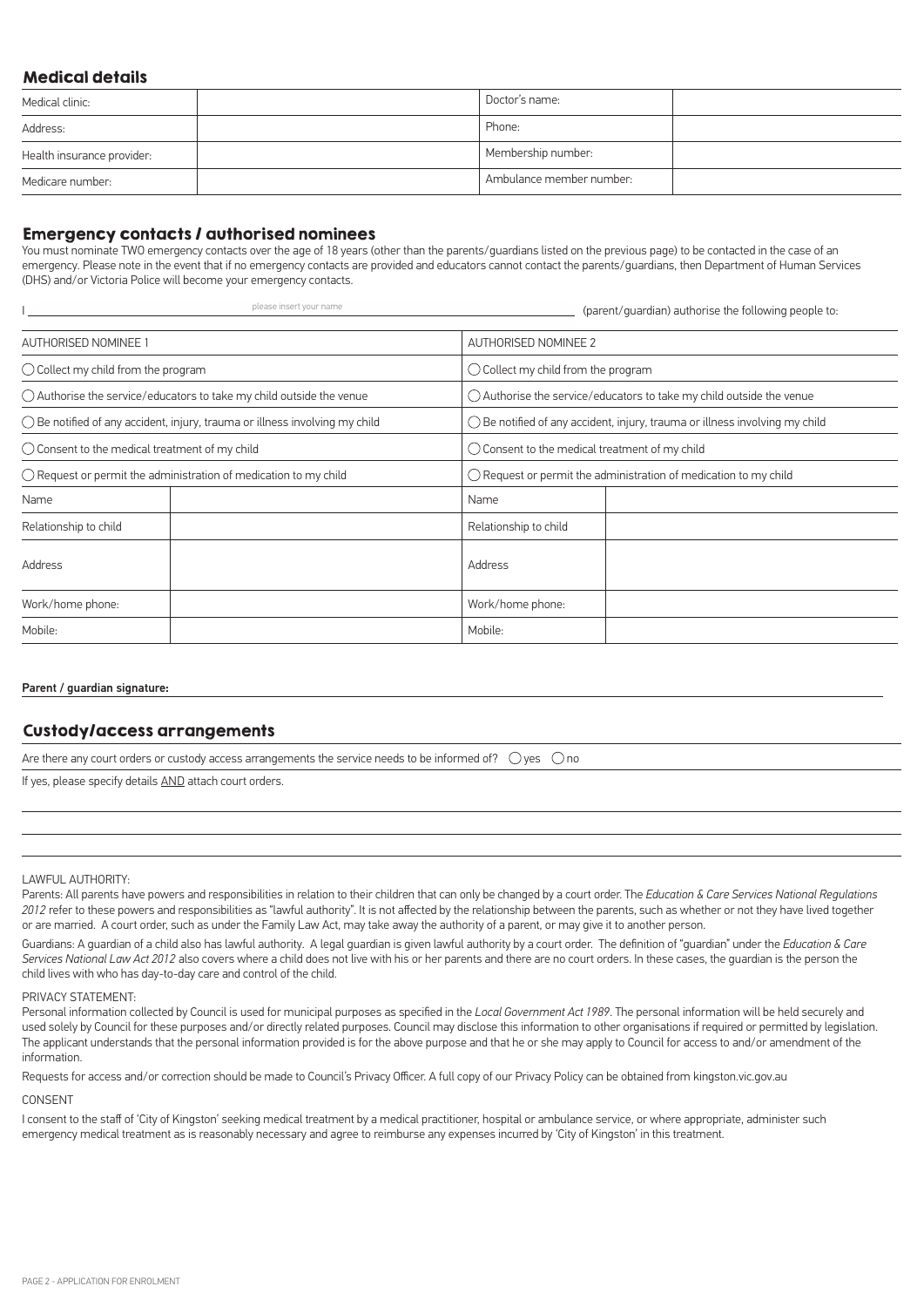## Medical details

| Medical clinic: | | Doctor's name: | |
|---|---|---|---|
| Address: | | Phone: | |
| Health insurance provider: | | Membership number: | |
| Medicare number: | | Ambulance member number: | |

## Emergency contacts / authorised nominees

You must nominate TWO emergency contacts over the age of 18 years (other than the parents/guardians listed on the previous page) to be contacted in the case of an emergency. Please note in the event that if no emergency contacts are provided and educators cannot contact the parents/guardians, then Department of Human Services (DHS) and/or Victoria Police will become your emergency contacts.

I \_\_\_\_\_\_\_\_\_\_\_\_\_\_\_\_ please insert your name \_\_\_\_\_\_\_\_\_\_\_\_\_\_\_\_ (parent/guardian) authorise the following people to:

| AUTHORISED NOMINEE 1 | | AUTHORISED NOMINEE 2 | |
|---|---|---|---|
| ◯ Collect my child from the program | | ◯ Collect my child from the program | |
| ◯ Authorise the service/educators to take my child outside the venue | | ◯ Authorise the service/educators to take my child outside the venue | |
| ◯ Be notified of any accident, injury, trauma or illness involving my child | | ◯ Be notified of any accident, injury, trauma or illness involving my child | |
| ◯ Consent to the medical treatment of my child | | ◯ Consent to the medical treatment of my child | |
| ◯ Request or permit the administration of medication to my child | | ◯ Request or permit the administration of medication to my child | |
| Name | | Name | |
| Relationship to child | | Relationship to child | |
| Address | | Address | |
| Work/home phone: | | Work/home phone: | |
| Mobile: | | Mobile: | |

**Parent / guardian signature:** \_\_\_\_\_\_\_\_\_\_\_\_\_\_\_\_\_\_\_\_\_\_\_\_\_\_\_\_\_\_\_\_

## Custody/access arrangements

Are there any court orders or custody access arrangements the service needs to be informed of? ◯ yes ◯ no

If yes, please specify details AND attach court orders.

LAWFUL AUTHORITY:

Parents: All parents have powers and responsibilities in relation to their children that can only be changed by a court order. The *Education & Care Services National Regulations 2012* refer to these powers and responsibilities as "lawful authority". It is not affected by the relationship between the parents, such as whether or not they have lived together or are married. A court order, such as under the Family Law Act, may take away the authority of a parent, or may give it to another person.

Guardians: A guardian of a child also has lawful authority. A legal guardian is given lawful authority by a court order. The definition of "guardian" under the *Education & Care Services National Law Act 2012* also covers where a child does not live with his or her parents and there are no court orders. In these cases, the guardian is the person the child lives with who has day-to-day care and control of the child.

PRIVACY STATEMENT:

Personal information collected by Council is used for municipal purposes as specified in the *Local Government Act 1989*. The personal information will be held securely and used solely by Council for these purposes and/or directly related purposes. Council may disclose this information to other organisations if required or permitted by legislation. The applicant understands that the personal information provided is for the above purpose and that he or she may apply to Council for access to and/or amendment of the information.

Requests for access and/or correction should be made to Council's Privacy Officer. A full copy of our Privacy Policy can be obtained from kingston.vic.gov.au

CONSENT

I consent to the staff of 'City of Kingston' seeking medical treatment by a medical practitioner, hospital or ambulance service, or where appropriate, administer such emergency medical treatment as is reasonably necessary and agree to reimburse any expenses incurred by 'City of Kingston' in this treatment.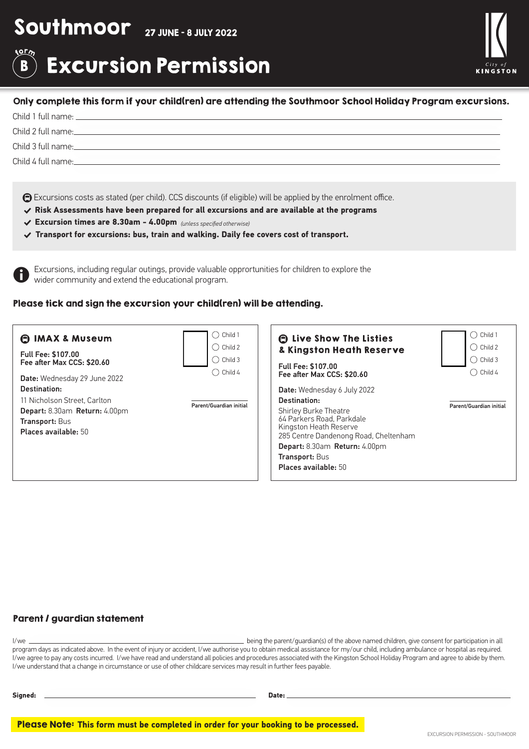# Southmoor 27 JUNE - 8 JULY 2022

## Form B Excursion Permission

City of KINGSTON

**Only complete this form if your child(ren) are attending the Southmoor School Holiday Program excursions.**

Child 1 full name: ______________________________

Child 2 full name: ______________________________

Child 3 full name: ______________________________

Child 4 full name: ______________________________

Excursions costs as stated (per child). CCS discounts (if eligible) will be applied by the enrolment office.

- **Risk Assessments have been prepared for all excursions and are available at the programs**
- **Excursion times are 8.30am - 4.00pm** *(unless specified otherwise)*
- **Transport for excursions: bus, train and walking. Daily fee covers cost of transport.**

Excursions, including regular outings, provide valuable opprortunities for children to explore the wider community and extend the educational program.

**Please tick and sign the excursion your child(ren) will be attending.**

### IMAX & Museum

**Full Fee: $107.00**
**Fee after Max CCS: $20.60**

**Date:** Wednesday 29 June 2022
**Destination:**
11 Nicholson Street, Carlton
**Depart:** 8.30am **Return:** 4.00pm
**Transport:** Bus
**Places available:** 50

◯ Child 1 ◯ Child 2 ◯ Child 3 ◯ Child 4

Parent/Guardian initial ______

### Live Show The Listies & Kingston Heath Reserve

**Full Fee: $107.00**
**Fee after Max CCS: $20.60**

**Date:** Wednesday 6 July 2022
**Destination:**
Shirley Burke Theatre
64 Parkers Road, Parkdale
Kingston Heath Reserve
285 Centre Dandenong Road, Cheltenham
**Depart:** 8.30am **Return:** 4.00pm
**Transport:** Bus
**Places available:** 50

◯ Child 1 ◯ Child 2 ◯ Child 3 ◯ Child 4

Parent/Guardian initial ______

### Parent / guardian statement

I/we ______________________________ being the parent/guardian(s) of the above named children, give consent for participation in all program days as indicated above. In the event of injury or accident, I/we authorise you to obtain medical assistance for my/our child, including ambulance or hospital as required. I/we agree to pay any costs incurred. I/we have read and understand all policies and procedures associated with the Kingston School Holiday Program and agree to abide by them. I/we understand that a change in circumstance or use of other childcare services may result in further fees payable.

**Signed:** ______________________________ **Date:** ______________________________

**Please Note: This form must be completed in order for your booking to be processed.**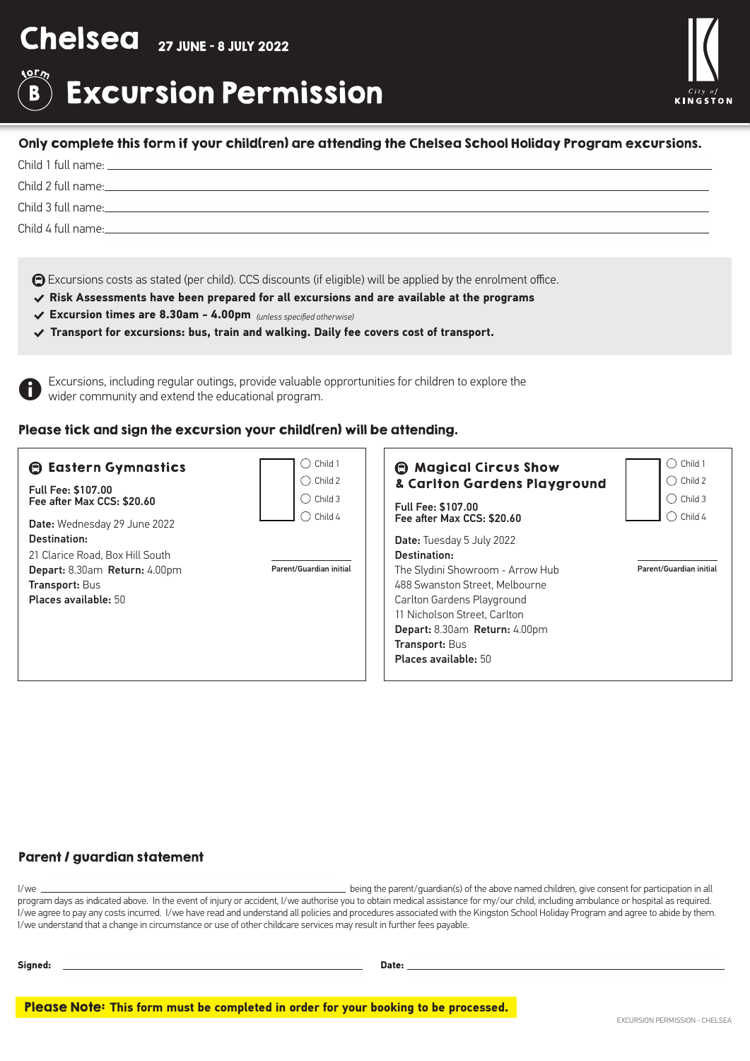# Chelsea 27 JUNE - 8 JULY 2022

## Form B Excursion Permission

City of KINGSTON

**Only complete this form if your child(ren) are attending the Chelsea School Holiday Program excursions.**

Child 1 full name: ______________________________

Child 2 full name: ______________________________

Child 3 full name: ______________________________

Child 4 full name: ______________________________

Excursions costs as stated (per child). CCS discounts (if eligible) will be applied by the enrolment office.

- **Risk Assessments have been prepared for all excursions and are available at the programs**
- **Excursion times are 8.30am - 4.00pm** *(unless specified otherwise)*
- **Transport for excursions: bus, train and walking. Daily fee covers cost of transport.**

Excursions, including regular outings, provide valuable opprortunities for children to explore the wider community and extend the educational program.

**Please tick and sign the excursion your child(ren) will be attending.**

### Eastern Gymnastics

**Full Fee: $107.00**
**Fee after Max CCS: $20.60**

**Date:** Wednesday 29 June 2022
**Destination:**
21 Clarice Road, Box Hill South
**Depart:** 8.30am **Return:** 4.00pm
**Transport:** Bus
**Places available:** 50

◯ Child 1
◯ Child 2
◯ Child 3
◯ Child 4

Parent/Guardian initial ______

### Magical Circus Show & Carlton Gardens Playground

**Full Fee: $107.00**
**Fee after Max CCS: $20.60**

**Date:** Tuesday 5 July 2022
**Destination:**
The Slydini Showroom - Arrow Hub
488 Swanston Street, Melbourne
Carlton Gardens Playground
11 Nicholson Street, Carlton
**Depart:** 8.30am **Return:** 4.00pm
**Transport:** Bus
**Places available:** 50

◯ Child 1
◯ Child 2
◯ Child 3
◯ Child 4

Parent/Guardian initial ______

### Parent / guardian statement

I/we ______________________________ being the parent/guardian(s) of the above named children, give consent for participation in all program days as indicated above. In the event of injury or accident, I/we authorise you to obtain medical assistance for my/our child, including ambulance or hospital as required. I/we agree to pay any costs incurred. I/we have read and understand all policies and procedures associated with the Kingston School Holiday Program and agree to abide by them. I/we understand that a change in circumstance or use of other childcare services may result in further fees payable.

**Signed:** ______________________________ **Date:** ______________________________

**Please Note: This form must be completed in order for your booking to be processed.**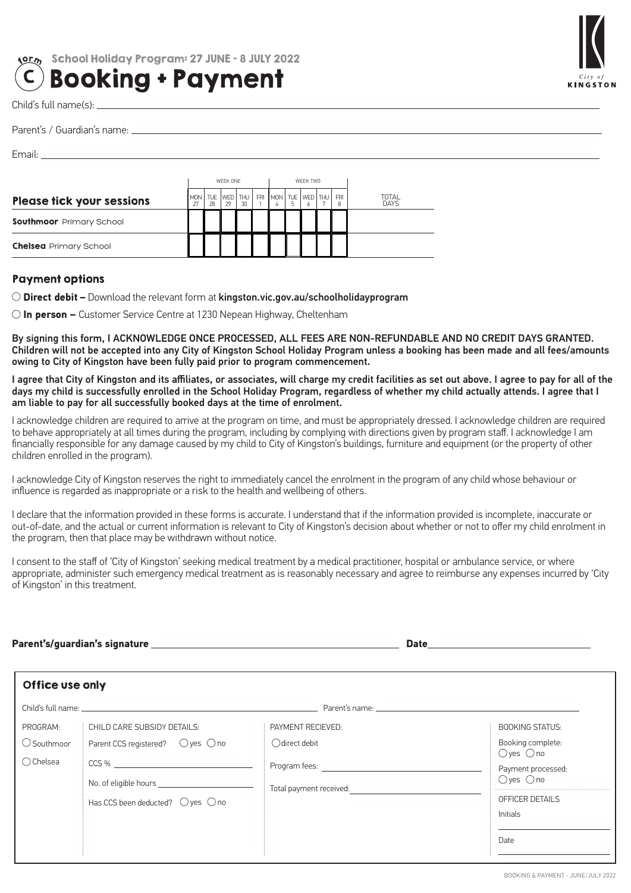# Form C

## School Holiday Program: 27 JUNE - 8 JULY 2022

# Booking + Payment

City of KINGSTON

Child's full name(s): ____________________

Parent's / Guardian's name: ____________________

Email: ____________________

| Please tick your sessions | WEEK ONE MON 27 | TUE 28 | WED 29 | THU 30 | FRI 1 | WEEK TWO MON 4 | TUE 5 | WED 6 | THU 7 | FRI 8 | TOTAL DAYS |
|---|---|---|---|---|---|---|---|---|---|---|---|
| **Southmoor** Primary School | | | | | | | | | | | |
| **Chelsea** Primary School | | | | | | | | | | | |

## Payment options

○ **Direct debit –** Download the relevant form at **kingston.vic.gov.au/schoolholidayprogram**

○ **In person –** Customer Service Centre at 1230 Nepean Highway, Cheltenham

**By signing this form, I ACKNOWLEDGE ONCE PROCESSED, ALL FEES ARE NON-REFUNDABLE AND NO CREDIT DAYS GRANTED. Children will not be accepted into any City of Kingston School Holiday Program unless a booking has been made and all fees/amounts owing to City of Kingston have been fully paid prior to program commencement.**

**I agree that City of Kingston and its affiliates, or associates, will charge my credit facilities as set out above. I agree to pay for all of the days my child is successfully enrolled in the School Holiday Program, regardless of whether my child actually attends. I agree that I am liable to pay for all successfully booked days at the time of enrolment.**

I acknowledge children are required to arrive at the program on time, and must be appropriately dressed. I acknowledge children are required to behave appropriately at all times during the program, including by complying with directions given by program staff. I acknowledge I am financially responsible for any damage caused by my child to City of Kingston's buildings, furniture and equipment (or the property of other children enrolled in the program).

I acknowledge City of Kingston reserves the right to immediately cancel the enrolment in the program of any child whose behaviour or influence is regarded as inappropriate or a risk to the health and wellbeing of others.

I declare that the information provided in these forms is accurate. I understand that if the information provided is incomplete, inaccurate or out-of-date, and the actual or current information is relevant to City of Kingston's decision about whether or not to offer my child enrolment in the program, then that place may be withdrawn without notice.

I consent to the staff of 'City of Kingston' seeking medical treatment by a medical practitioner, hospital or ambulance service, or where appropriate, administer such emergency medical treatment as is reasonably necessary and agree to reimburse any expenses incurred by 'City of Kingston' in this treatment.

**Parent's/guardian's signature** ____________________ **Date** ____________________

## Office use only

Child's full name: ____________________ Parent's name: ____________________

| PROGRAM: | CHILD CARE SUBSIDY DETAILS: | PAYMENT RECIEVED: | BOOKING STATUS: |
|---|---|---|---|
| ○ Southmoor | Parent CCS registered? ○ yes ○ no | ○ direct debit | Booking complete: ○ yes ○ no |
| ○ Chelsea | CCS % ____________ | Program fees: ____________ | Payment processed: ○ yes ○ no |
| | No. of eligible hours ____________ | Total payment received: ____________ | OFFICER DETAILS |
| | Has CCS been deducted? ○ yes ○ no | | Initials ____________ |
| | | | Date ____________ |